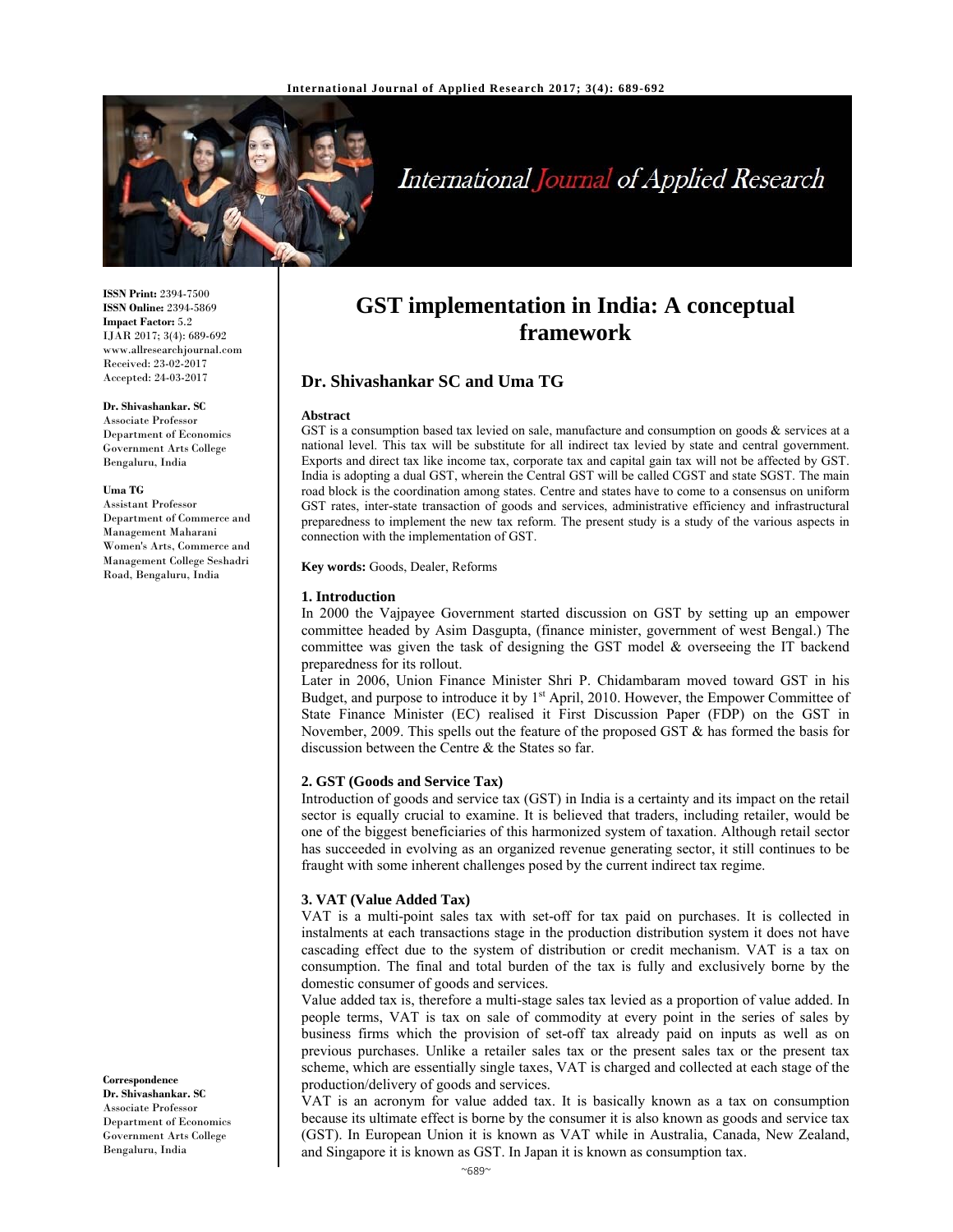# GST implementation in India: A conceptual framework

**Dr. Shivashankar SC and Uma TG**

ISSN Print: 2394-7500
ISSN Online: 2394-5869
Impact Factor: 5.2
IJAR 2017; 3(4): 689-692
www.allresearchjournal.com
Received: 23-02-2017
Accepted: 24-03-2017

**Dr. Shivashankar. SC**
Associate Professor
Department of Economics
Government Arts College
Bengaluru, India

**Uma TG**
Assistant Professor
Department of Commerce and Management Maharani Women's Arts, Commerce and Management College Seshadri Road, Bengaluru, India

**Correspondence**
**Dr. Shivashankar. SC**
Associate Professor
Department of Economics
Government Arts College
Bengaluru, India

**Abstract**

GST is a consumption based tax levied on sale, manufacture and consumption on goods & services at a national level. This tax will be substitute for all indirect tax levied by state and central government. Exports and direct tax like income tax, corporate tax and capital gain tax will not be affected by GST. India is adopting a dual GST, wherein the Central GST will be called CGST and state SGST. The main road block is the coordination among states. Centre and states have to come to a consensus on uniform GST rates, inter-state transaction of goods and services, administrative efficiency and infrastructural preparedness to implement the new tax reform. The present study is a study of the various aspects in connection with the implementation of GST.

**Key words:** Goods, Dealer, Reforms

## 1. Introduction

In 2000 the Vajpayee Government started discussion on GST by setting up an empower committee headed by Asim Dasgupta, (finance minister, government of west Bengal.) The committee was given the task of designing the GST model & overseeing the IT backend preparedness for its rollout.

Later in 2006, Union Finance Minister Shri P. Chidambaram moved toward GST in his Budget, and purpose to introduce it by 1st April, 2010. However, the Empower Committee of State Finance Minister (EC) realised it First Discussion Paper (FDP) on the GST in November, 2009. This spells out the feature of the proposed GST & has formed the basis for discussion between the Centre & the States so far.

## 2. GST (Goods and Service Tax)

Introduction of goods and service tax (GST) in India is a certainty and its impact on the retail sector is equally crucial to examine. It is believed that traders, including retailer, would be one of the biggest beneficiaries of this harmonized system of taxation. Although retail sector has succeeded in evolving as an organized revenue generating sector, it still continues to be fraught with some inherent challenges posed by the current indirect tax regime.

## 3. VAT (Value Added Tax)

VAT is a multi-point sales tax with set-off for tax paid on purchases. It is collected in instalments at each transactions stage in the production distribution system it does not have cascading effect due to the system of distribution or credit mechanism. VAT is a tax on consumption. The final and total burden of the tax is fully and exclusively borne by the domestic consumer of goods and services.

Value added tax is, therefore a multi-stage sales tax levied as a proportion of value added. In people terms, VAT is tax on sale of commodity at every point in the series of sales by business firms which the provision of set-off tax already paid on inputs as well as on previous purchases. Unlike a retailer sales tax or the present sales tax or the present tax scheme, which are essentially single taxes, VAT is charged and collected at each stage of the production/delivery of goods and services.

VAT is an acronym for value added tax. It is basically known as a tax on consumption because its ultimate effect is borne by the consumer it is also known as goods and service tax (GST). In European Union it is known as VAT while in Australia, Canada, New Zealand, and Singapore it is known as GST. In Japan it is known as consumption tax.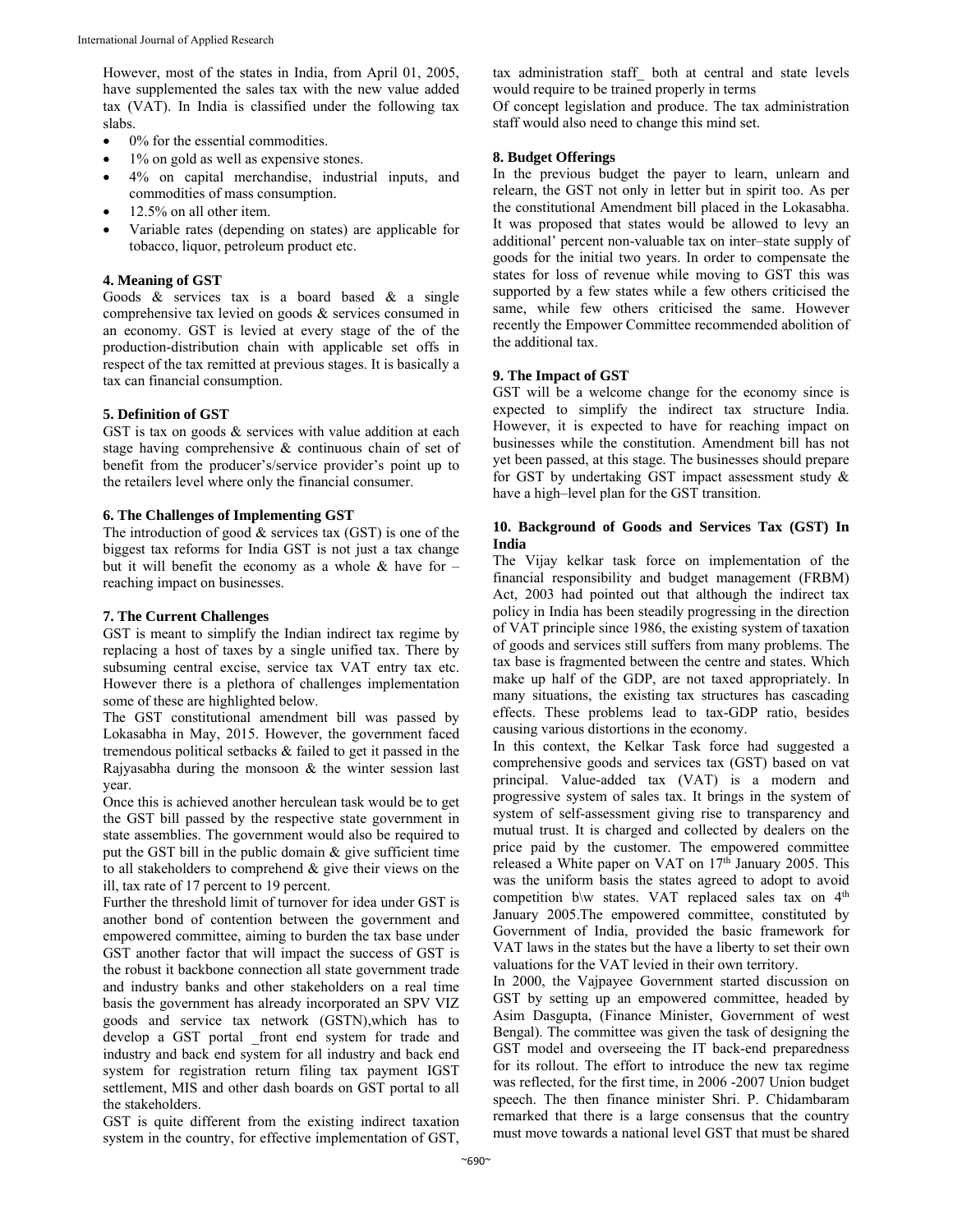However, most of the states in India, from April 01, 2005, have supplemented the sales tax with the new value added tax (VAT). In India is classified under the following tax slabs.

- 0% for the essential commodities.
- 1% on gold as well as expensive stones.
- 4% on capital merchandise, industrial inputs, and commodities of mass consumption.
- 12.5% on all other item.
- Variable rates (depending on states) are applicable for tobacco, liquor, petroleum product etc.

## 4. Meaning of GST

Goods & services tax is a board based & a single comprehensive tax levied on goods & services consumed in an economy. GST is levied at every stage of the of the production-distribution chain with applicable set offs in respect of the tax remitted at previous stages. It is basically a tax can financial consumption.

## 5. Definition of GST

GST is tax on goods & services with value addition at each stage having comprehensive & continuous chain of set of benefit from the producer's/service provider's point up to the retailers level where only the financial consumer.

## 6. The Challenges of Implementing GST

The introduction of good & services tax (GST) is one of the biggest tax reforms for India GST is not just a tax change but it will benefit the economy as a whole & have for – reaching impact on businesses.

## 7. The Current Challenges

GST is meant to simplify the Indian indirect tax regime by replacing a host of taxes by a single unified tax. There by subsuming central excise, service tax VAT entry tax etc. However there is a plethora of challenges implementation some of these are highlighted below.

The GST constitutional amendment bill was passed by Lokasabha in May, 2015. However, the government faced tremendous political setbacks & failed to get it passed in the Rajyasabha during the monsoon & the winter session last year.

Once this is achieved another herculean task would be to get the GST bill passed by the respective state government in state assemblies. The government would also be required to put the GST bill in the public domain & give sufficient time to all stakeholders to comprehend & give their views on the ill, tax rate of 17 percent to 19 percent.

Further the threshold limit of turnover for idea under GST is another bond of contention between the government and empowered committee, aiming to burden the tax base under GST another factor that will impact the success of GST is the robust it backbone connection all state government trade and industry banks and other stakeholders on a real time basis the government has already incorporated an SPV VIZ goods and service tax network (GSTN),which has to develop a GST portal _front end system for trade and industry and back end system for all industry and back end system for registration return filing tax payment IGST settlement, MIS and other dash boards on GST portal to all the stakeholders.

GST is quite different from the existing indirect taxation system in the country, for effective implementation of GST, tax administration staff_ both at central and state levels would require to be trained properly in terms

Of concept legislation and produce. The tax administration staff would also need to change this mind set.

## 8. Budget Offerings

In the previous budget the payer to learn, unlearn and relearn, the GST not only in letter but in spirit too. As per the constitutional Amendment bill placed in the Lokasabha. It was proposed that states would be allowed to levy an additional' percent non-valuable tax on inter–state supply of goods for the initial two years. In order to compensate the states for loss of revenue while moving to GST this was supported by a few states while a few others criticised the same, while few others criticised the same. However recently the Empower Committee recommended abolition of the additional tax.

## 9. The Impact of GST

GST will be a welcome change for the economy since is expected to simplify the indirect tax structure India. However, it is expected to have for reaching impact on businesses while the constitution. Amendment bill has not yet been passed, at this stage. The businesses should prepare for GST by undertaking GST impact assessment study & have a high–level plan for the GST transition.

## 10. Background of Goods and Services Tax (GST) In India

The Vijay kelkar task force on implementation of the financial responsibility and budget management (FRBM) Act, 2003 had pointed out that although the indirect tax policy in India has been steadily progressing in the direction of VAT principle since 1986, the existing system of taxation of goods and services still suffers from many problems. The tax base is fragmented between the centre and states. Which make up half of the GDP, are not taxed appropriately. In many situations, the existing tax structures has cascading effects. These problems lead to tax-GDP ratio, besides causing various distortions in the economy.

In this context, the Kelkar Task force had suggested a comprehensive goods and services tax (GST) based on vat principal. Value-added tax (VAT) is a modern and progressive system of sales tax. It brings in the system of system of self-assessment giving rise to transparency and mutual trust. It is charged and collected by dealers on the price paid by the customer. The empowered committee released a White paper on VAT on 17th January 2005. This was the uniform basis the states agreed to adopt to avoid competition b\w states. VAT replaced sales tax on 4th January 2005.The empowered committee, constituted by Government of India, provided the basic framework for VAT laws in the states but the have a liberty to set their own valuations for the VAT levied in their own territory.

In 2000, the Vajpayee Government started discussion on GST by setting up an empowered committee, headed by Asim Dasgupta, (Finance Minister, Government of west Bengal). The committee was given the task of designing the GST model and overseeing the IT back-end preparedness for its rollout. The effort to introduce the new tax regime was reflected, for the first time, in 2006 -2007 Union budget speech. The then finance minister Shri. P. Chidambaram remarked that there is a large consensus that the country must move towards a national level GST that must be shared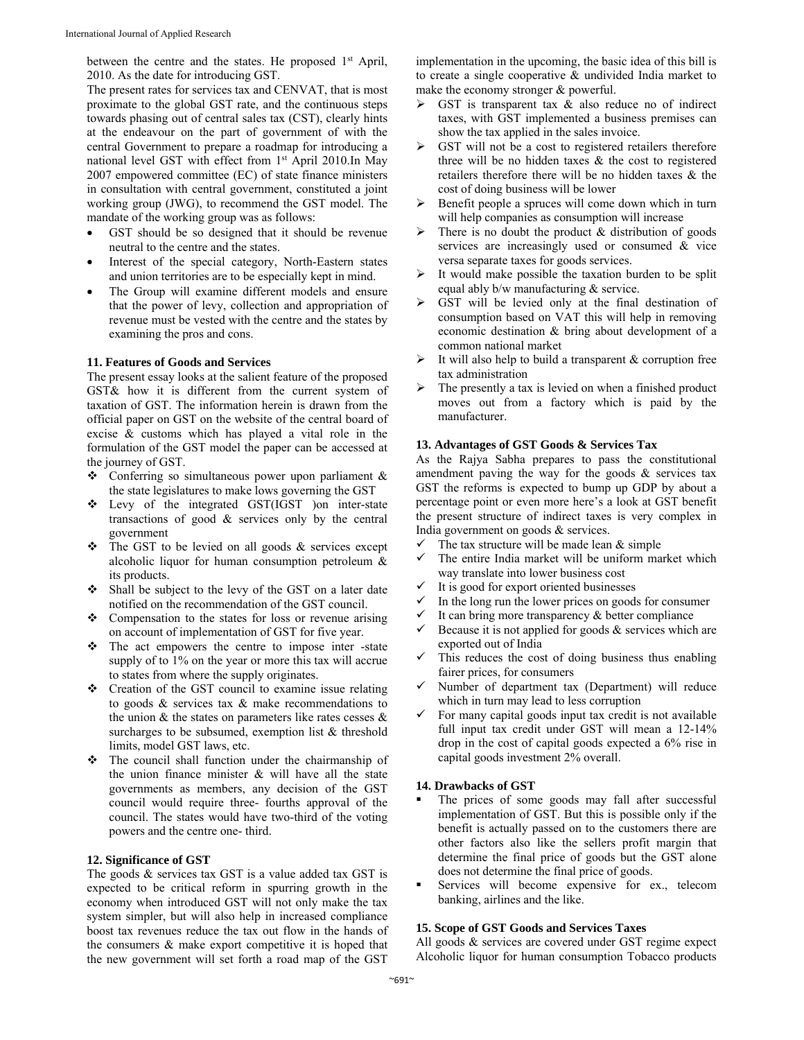between the centre and the states. He proposed 1st April, 2010. As the date for introducing GST.

The present rates for services tax and CENVAT, that is most proximate to the global GST rate, and the continuous steps towards phasing out of central sales tax (CST), clearly hints at the endeavour on the part of government of with the central Government to prepare a roadmap for introducing a national level GST with effect from 1st April 2010.In May 2007 empowered committee (EC) of state finance ministers in consultation with central government, constituted a joint working group (JWG), to recommend the GST model. The mandate of the working group was as follows:

- GST should be so designed that it should be revenue neutral to the centre and the states.
- Interest of the special category, North-Eastern states and union territories are to be especially kept in mind.
- The Group will examine different models and ensure that the power of levy, collection and appropriation of revenue must be vested with the centre and the states by examining the pros and cons.

### 11. Features of Goods and Services

The present essay looks at the salient feature of the proposed GST& how it is different from the current system of taxation of GST. The information herein is drawn from the official paper on GST on the website of the central board of excise & customs which has played a vital role in the formulation of the GST model the paper can be accessed at the journey of GST.

- Conferring so simultaneous power upon parliament & the state legislatures to make lows governing the GST
- Levy of the integrated GST(IGST )on inter-state transactions of good & services only by the central government
- The GST to be levied on all goods & services except alcoholic liquor for human consumption petroleum & its products.
- Shall be subject to the levy of the GST on a later date notified on the recommendation of the GST council.
- Compensation to the states for loss or revenue arising on account of implementation of GST for five year.
- The act empowers the centre to impose inter -state supply of to 1% on the year or more this tax will accrue to states from where the supply originates.
- Creation of the GST council to examine issue relating to goods & services tax & make recommendations to the union & the states on parameters like rates cesses & surcharges to be subsumed, exemption list & threshold limits, model GST laws, etc.
- The council shall function under the chairmanship of the union finance minister & will have all the state governments as members, any decision of the GST council would require three- fourths approval of the council. The states would have two-third of the voting powers and the centre one- third.

### 12. Significance of GST

The goods & services tax GST is a value added tax GST is expected to be critical reform in spurring growth in the economy when introduced GST will not only make the tax system simpler, but will also help in increased compliance boost tax revenues reduce the tax out flow in the hands of the consumers & make export competitive it is hoped that the new government will set forth a road map of the GST implementation in the upcoming, the basic idea of this bill is to create a single cooperative & undivided India market to make the economy stronger & powerful.

- GST is transparent tax & also reduce no of indirect taxes, with GST implemented a business premises can show the tax applied in the sales invoice.
- GST will not be a cost to registered retailers therefore three will be no hidden taxes & the cost to registered retailers therefore there will be no hidden taxes & the cost of doing business will be lower
- Benefit people a spruces will come down which in turn will help companies as consumption will increase
- There is no doubt the product & distribution of goods services are increasingly used or consumed & vice versa separate taxes for goods services.
- It would make possible the taxation burden to be split equal ably b/w manufacturing & service.
- GST will be levied only at the final destination of consumption based on VAT this will help in removing economic destination & bring about development of a common national market
- It will also help to build a transparent & corruption free tax administration
- The presently a tax is levied on when a finished product moves out from a factory which is paid by the manufacturer.

### 13. Advantages of GST Goods & Services Tax

As the Rajya Sabha prepares to pass the constitutional amendment paving the way for the goods & services tax GST the reforms is expected to bump up GDP by about a percentage point or even more here's a look at GST benefit the present structure of indirect taxes is very complex in India government on goods & services.

- The tax structure will be made lean & simple
- The entire India market will be uniform market which way translate into lower business cost
- It is good for export oriented businesses
- In the long run the lower prices on goods for consumer
- It can bring more transparency & better compliance
- Because it is not applied for goods & services which are exported out of India
- This reduces the cost of doing business thus enabling fairer prices, for consumers
- Number of department tax (Department) will reduce which in turn may lead to less corruption
- For many capital goods input tax credit is not available full input tax credit under GST will mean a 12-14% drop in the cost of capital goods expected a 6% rise in capital goods investment 2% overall.

### 14. Drawbacks of GST

- The prices of some goods may fall after successful implementation of GST. But this is possible only if the benefit is actually passed on to the customers there are other factors also like the sellers profit margin that determine the final price of goods but the GST alone does not determine the final price of goods.
- Services will become expensive for ex., telecom banking, airlines and the like.

### 15. Scope of GST Goods and Services Taxes

All goods & services are covered under GST regime expect Alcoholic liquor for human consumption Tobacco products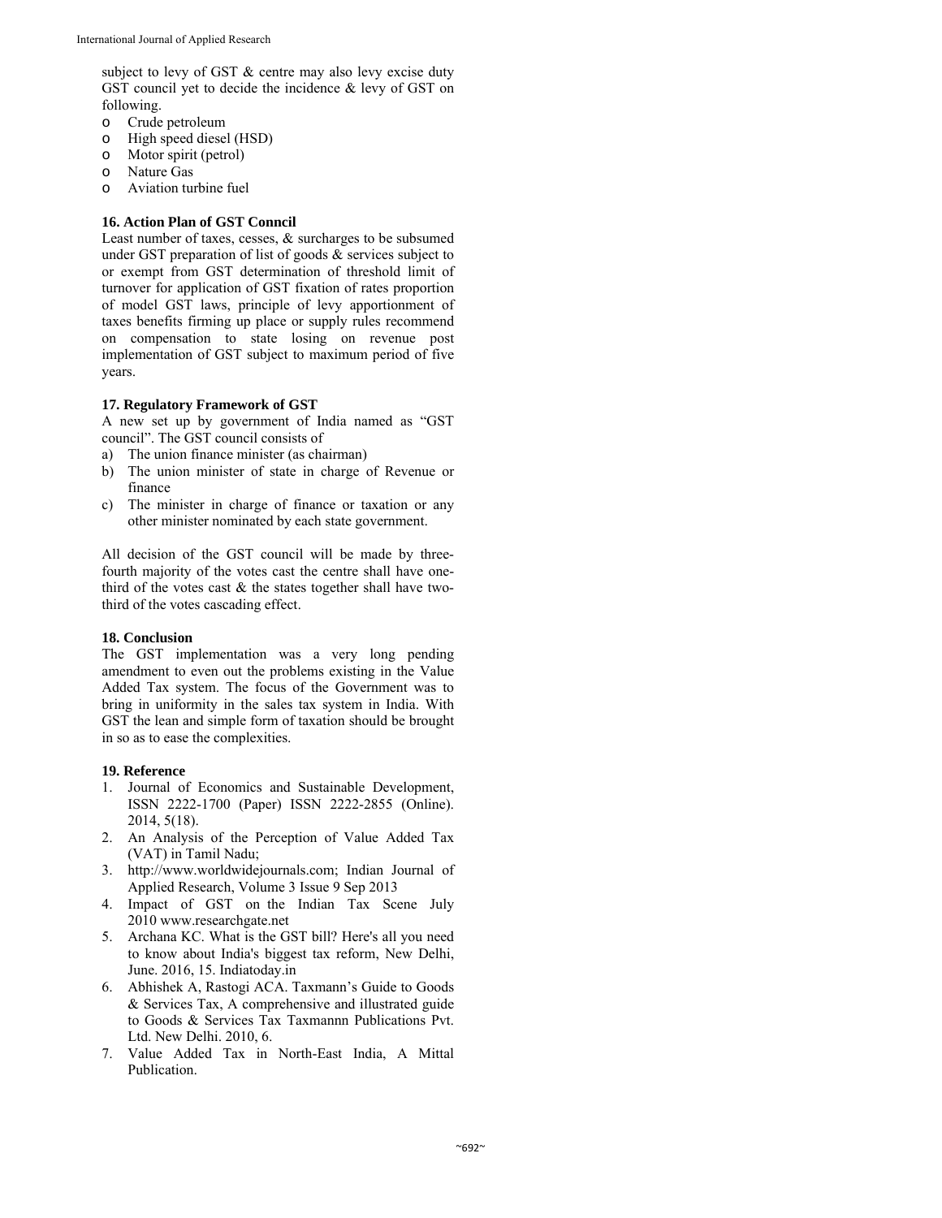subject to levy of GST & centre may also levy excise duty GST council yet to decide the incidence & levy of GST on following.

- Crude petroleum
- High speed diesel (HSD)
- Motor spirit (petrol)
- Nature Gas
- Aviation turbine fuel

### 16. Action Plan of GST Conncil

Least number of taxes, cesses, & surcharges to be subsumed under GST preparation of list of goods & services subject to or exempt from GST determination of threshold limit of turnover for application of GST fixation of rates proportion of model GST laws, principle of levy apportionment of taxes benefits firming up place or supply rules recommend on compensation to state losing on revenue post implementation of GST subject to maximum period of five years.

### 17. Regulatory Framework of GST

A new set up by government of India named as "GST council". The GST council consists of

a) The union finance minister (as chairman)
b) The union minister of state in charge of Revenue or finance
c) The minister in charge of finance or taxation or any other minister nominated by each state government.

All decision of the GST council will be made by three-fourth majority of the votes cast the centre shall have one-third of the votes cast & the states together shall have two-third of the votes cascading effect.

### 18. Conclusion

The GST implementation was a very long pending amendment to even out the problems existing in the Value Added Tax system. The focus of the Government was to bring in uniformity in the sales tax system in India. With GST the lean and simple form of taxation should be brought in so as to ease the complexities.

### 19. Reference

1. Journal of Economics and Sustainable Development, ISSN 2222-1700 (Paper) ISSN 2222-2855 (Online). 2014, 5(18).
2. An Analysis of the Perception of Value Added Tax (VAT) in Tamil Nadu;
3. http://www.worldwidejournals.com; Indian Journal of Applied Research, Volume 3 Issue 9 Sep 2013
4. Impact of GST on the Indian Tax Scene July 2010 www.researchgate.net
5. Archana KC. What is the GST bill? Here's all you need to know about India's biggest tax reform, New Delhi, June. 2016, 15. Indiatoday.in
6. Abhishek A, Rastogi ACA. Taxmann's Guide to Goods & Services Tax, A comprehensive and illustrated guide to Goods & Services Tax Taxmannn Publications Pvt. Ltd. New Delhi. 2010, 6.
7. Value Added Tax in North-East India, A Mittal Publication.